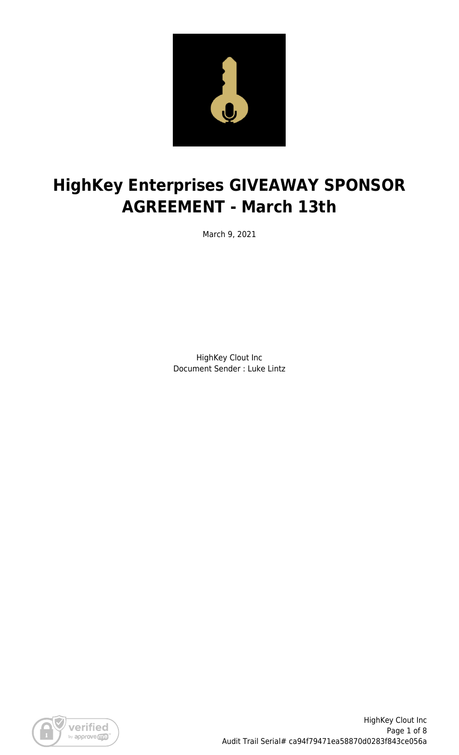# HighKey Enterprises GIVEAWAY SPONSOR AGREEMENT - March 13th

March 9, 2021

HighKey Clout Inc
Document Sender : Luke Lintz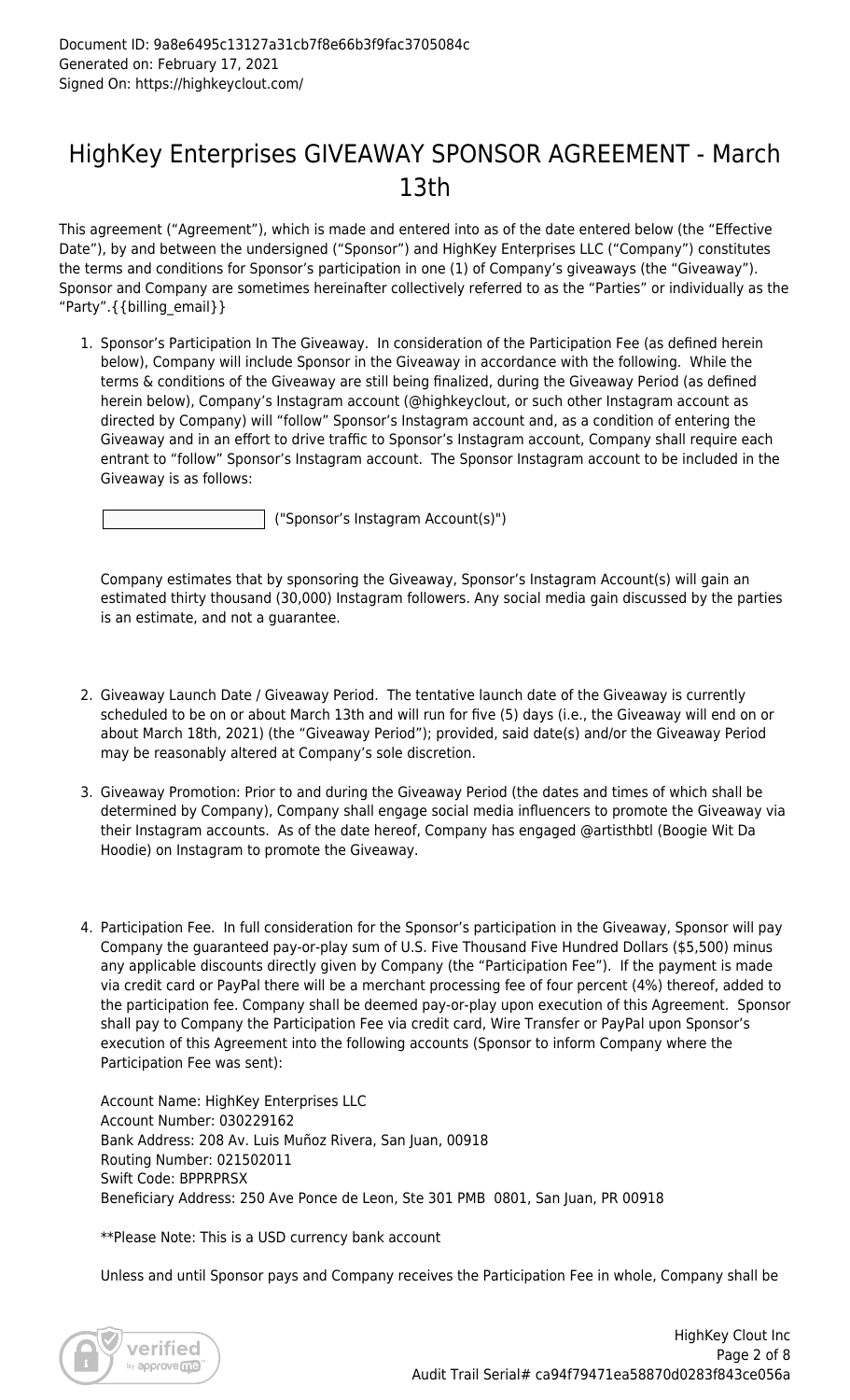Document ID: 9a8e6495c13127a31cb7f8e66b3f9fac3705084c
Generated on: February 17, 2021
Signed On: https://highkeyclout.com/

# HighKey Enterprises GIVEAWAY SPONSOR AGREEMENT - March 13th

This agreement ("Agreement"), which is made and entered into as of the date entered below (the "Effective Date"), by and between the undersigned ("Sponsor") and HighKey Enterprises LLC ("Company") constitutes the terms and conditions for Sponsor's participation in one (1) of Company's giveaways (the "Giveaway"). Sponsor and Company are sometimes hereinafter collectively referred to as the "Parties" or individually as the "Party".{{billing_email}}

1. Sponsor's Participation In The Giveaway. In consideration of the Participation Fee (as defined herein below), Company will include Sponsor in the Giveaway in accordance with the following. While the terms & conditions of the Giveaway are still being finalized, during the Giveaway Period (as defined herein below), Company's Instagram account (@highkeyclout, or such other Instagram account as directed by Company) will "follow" Sponsor's Instagram account and, as a condition of entering the Giveaway and in an effort to drive traffic to Sponsor's Instagram account, Company shall require each entrant to "follow" Sponsor's Instagram account. The Sponsor Instagram account to be included in the Giveaway is as follows:

   ____________________ ("Sponsor's Instagram Account(s)")

   Company estimates that by sponsoring the Giveaway, Sponsor's Instagram Account(s) will gain an estimated thirty thousand (30,000) Instagram followers. Any social media gain discussed by the parties is an estimate, and not a guarantee.

2. Giveaway Launch Date / Giveaway Period. The tentative launch date of the Giveaway is currently scheduled to be on or about March 13th and will run for five (5) days (i.e., the Giveaway will end on or about March 18th, 2021) (the "Giveaway Period"); provided, said date(s) and/or the Giveaway Period may be reasonably altered at Company's sole discretion.

3. Giveaway Promotion: Prior to and during the Giveaway Period (the dates and times of which shall be determined by Company), Company shall engage social media influencers to promote the Giveaway via their Instagram accounts. As of the date hereof, Company has engaged @artisthbtl (Boogie Wit Da Hoodie) on Instagram to promote the Giveaway.

4. Participation Fee. In full consideration for the Sponsor's participation in the Giveaway, Sponsor will pay Company the guaranteed pay-or-play sum of U.S. Five Thousand Five Hundred Dollars ($5,500) minus any applicable discounts directly given by Company (the "Participation Fee"). If the payment is made via credit card or PayPal there will be a merchant processing fee of four percent (4%) thereof, added to the participation fee. Company shall be deemed pay-or-play upon execution of this Agreement. Sponsor shall pay to Company the Participation Fee via credit card, Wire Transfer or PayPal upon Sponsor's execution of this Agreement into the following accounts (Sponsor to inform Company where the Participation Fee was sent):

   Account Name: HighKey Enterprises LLC
   Account Number: 030229162
   Bank Address: 208 Av. Luis Muñoz Rivera, San Juan, 00918
   Routing Number: 021502011
   Swift Code: BPPRPRSX
   Beneficiary Address: 250 Ave Ponce de Leon, Ste 301 PMB 0801, San Juan, PR 00918

   **Please Note: This is a USD currency bank account

   Unless and until Sponsor pays and Company receives the Participation Fee in whole, Company shall be

HighKey Clout Inc
Audit Trail Serial# ca94f79471ea58870d0283f843ce056a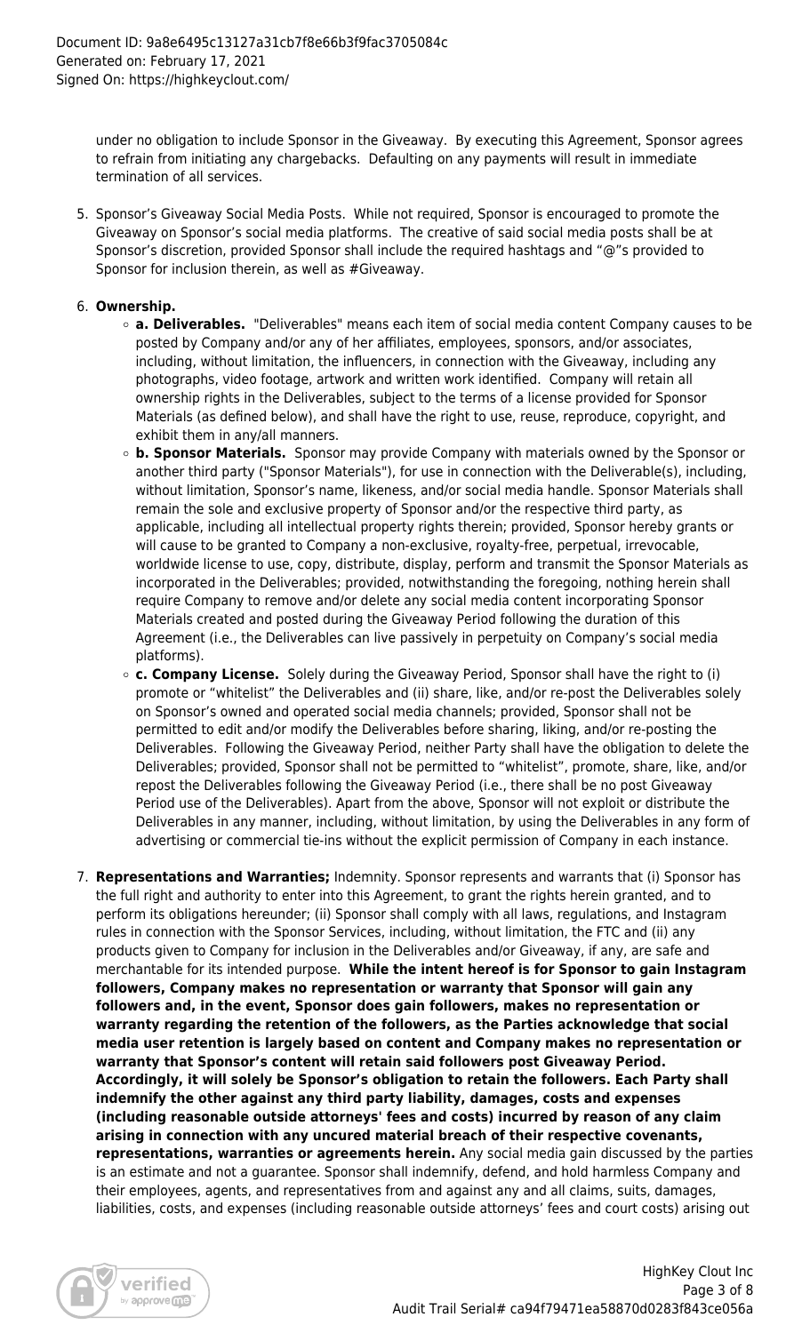under no obligation to include Sponsor in the Giveaway. By executing this Agreement, Sponsor agrees to refrain from initiating any chargebacks. Defaulting on any payments will result in immediate termination of all services.

5. Sponsor's Giveaway Social Media Posts. While not required, Sponsor is encouraged to promote the Giveaway on Sponsor's social media platforms. The creative of said social media posts shall be at Sponsor's discretion, provided Sponsor shall include the required hashtags and "@"s provided to Sponsor for inclusion therein, as well as #Giveaway.

6. **Ownership.**
   - **a. Deliverables.** "Deliverables" means each item of social media content Company causes to be posted by Company and/or any of her affiliates, employees, sponsors, and/or associates, including, without limitation, the influencers, in connection with the Giveaway, including any photographs, video footage, artwork and written work identified. Company will retain all ownership rights in the Deliverables, subject to the terms of a license provided for Sponsor Materials (as defined below), and shall have the right to use, reuse, reproduce, copyright, and exhibit them in any/all manners.
   - **b. Sponsor Materials.** Sponsor may provide Company with materials owned by the Sponsor or another third party ("Sponsor Materials"), for use in connection with the Deliverable(s), including, without limitation, Sponsor's name, likeness, and/or social media handle. Sponsor Materials shall remain the sole and exclusive property of Sponsor and/or the respective third party, as applicable, including all intellectual property rights therein; provided, Sponsor hereby grants or will cause to be granted to Company a non-exclusive, royalty-free, perpetual, irrevocable, worldwide license to use, copy, distribute, display, perform and transmit the Sponsor Materials as incorporated in the Deliverables; provided, notwithstanding the foregoing, nothing herein shall require Company to remove and/or delete any social media content incorporating Sponsor Materials created and posted during the Giveaway Period following the duration of this Agreement (i.e., the Deliverables can live passively in perpetuity on Company's social media platforms).
   - **c. Company License.** Solely during the Giveaway Period, Sponsor shall have the right to (i) promote or "whitelist" the Deliverables and (ii) share, like, and/or re-post the Deliverables solely on Sponsor's owned and operated social media channels; provided, Sponsor shall not be permitted to edit and/or modify the Deliverables before sharing, liking, and/or re-posting the Deliverables. Following the Giveaway Period, neither Party shall have the obligation to delete the Deliverables; provided, Sponsor shall not be permitted to "whitelist", promote, share, like, and/or repost the Deliverables following the Giveaway Period (i.e., there shall be no post Giveaway Period use of the Deliverables). Apart from the above, Sponsor will not exploit or distribute the Deliverables in any manner, including, without limitation, by using the Deliverables in any form of advertising or commercial tie-ins without the explicit permission of Company in each instance.

7. **Representations and Warranties;** Indemnity. Sponsor represents and warrants that (i) Sponsor has the full right and authority to enter into this Agreement, to grant the rights herein granted, and to perform its obligations hereunder; (ii) Sponsor shall comply with all laws, regulations, and Instagram rules in connection with the Sponsor Services, including, without limitation, the FTC and (ii) any products given to Company for inclusion in the Deliverables and/or Giveaway, if any, are safe and merchantable for its intended purpose. **While the intent hereof is for Sponsor to gain Instagram followers, Company makes no representation or warranty that Sponsor will gain any followers and, in the event, Sponsor does gain followers, makes no representation or warranty regarding the retention of the followers, as the Parties acknowledge that social media user retention is largely based on content and Company makes no representation or warranty that Sponsor's content will retain said followers post Giveaway Period. Accordingly, it will solely be Sponsor's obligation to retain the followers. Each Party shall indemnify the other against any third party liability, damages, costs and expenses (including reasonable outside attorneys' fees and costs) incurred by reason of any claim arising in connection with any uncured material breach of their respective covenants, representations, warranties or agreements herein.** Any social media gain discussed by the parties is an estimate and not a guarantee. Sponsor shall indemnify, defend, and hold harmless Company and their employees, agents, and representatives from and against any and all claims, suits, damages, liabilities, costs, and expenses (including reasonable outside attorneys' fees and court costs) arising out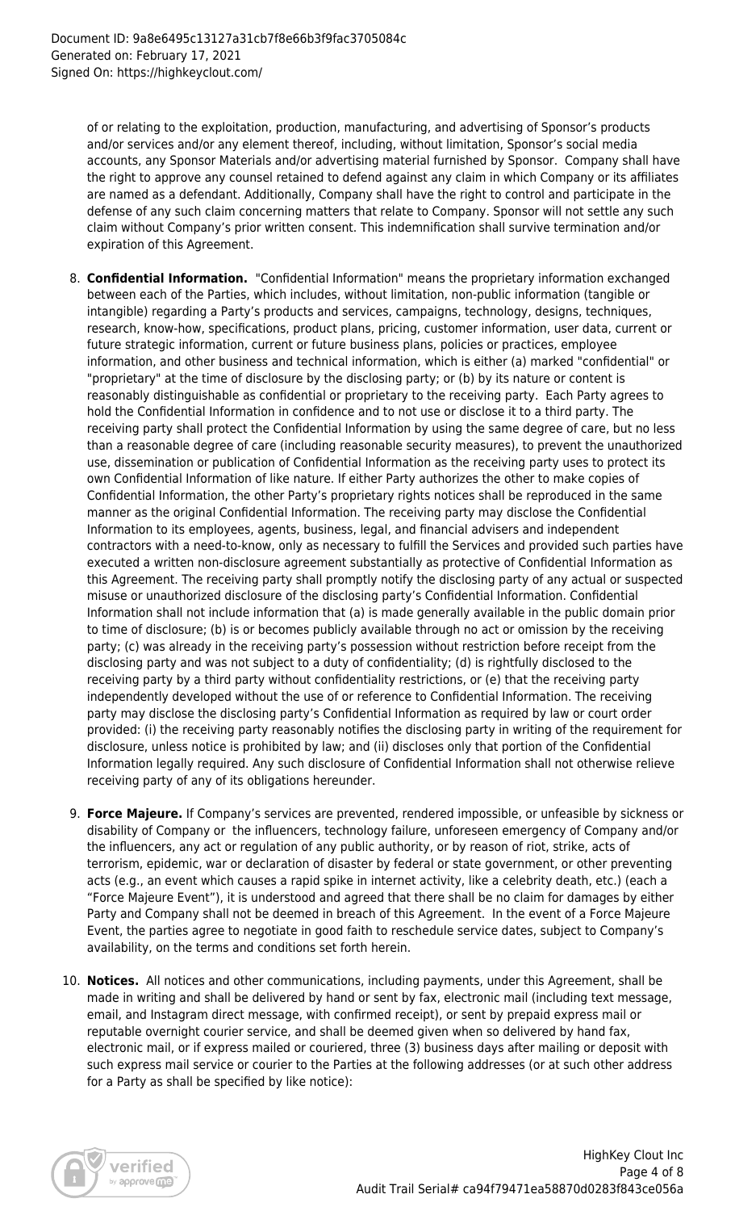of or relating to the exploitation, production, manufacturing, and advertising of Sponsor's products and/or services and/or any element thereof, including, without limitation, Sponsor's social media accounts, any Sponsor Materials and/or advertising material furnished by Sponsor. Company shall have the right to approve any counsel retained to defend against any claim in which Company or its affiliates are named as a defendant. Additionally, Company shall have the right to control and participate in the defense of any such claim concerning matters that relate to Company. Sponsor will not settle any such claim without Company's prior written consent. This indemnification shall survive termination and/or expiration of this Agreement.

8. **Confidential Information.** "Confidential Information" means the proprietary information exchanged between each of the Parties, which includes, without limitation, non-public information (tangible or intangible) regarding a Party's products and services, campaigns, technology, designs, techniques, research, know-how, specifications, product plans, pricing, customer information, user data, current or future strategic information, current or future business plans, policies or practices, employee information, and other business and technical information, which is either (a) marked "confidential" or "proprietary" at the time of disclosure by the disclosing party; or (b) by its nature or content is reasonably distinguishable as confidential or proprietary to the receiving party. Each Party agrees to hold the Confidential Information in confidence and to not use or disclose it to a third party. The receiving party shall protect the Confidential Information by using the same degree of care, but no less than a reasonable degree of care (including reasonable security measures), to prevent the unauthorized use, dissemination or publication of Confidential Information as the receiving party uses to protect its own Confidential Information of like nature. If either Party authorizes the other to make copies of Confidential Information, the other Party's proprietary rights notices shall be reproduced in the same manner as the original Confidential Information. The receiving party may disclose the Confidential Information to its employees, agents, business, legal, and financial advisers and independent contractors with a need-to-know, only as necessary to fulfill the Services and provided such parties have executed a written non-disclosure agreement substantially as protective of Confidential Information as this Agreement. The receiving party shall promptly notify the disclosing party of any actual or suspected misuse or unauthorized disclosure of the disclosing party's Confidential Information. Confidential Information shall not include information that (a) is made generally available in the public domain prior to time of disclosure; (b) is or becomes publicly available through no act or omission by the receiving party; (c) was already in the receiving party's possession without restriction before receipt from the disclosing party and was not subject to a duty of confidentiality; (d) is rightfully disclosed to the receiving party by a third party without confidentiality restrictions, or (e) that the receiving party independently developed without the use of or reference to Confidential Information. The receiving party may disclose the disclosing party's Confidential Information as required by law or court order provided: (i) the receiving party reasonably notifies the disclosing party in writing of the requirement for disclosure, unless notice is prohibited by law; and (ii) discloses only that portion of the Confidential Information legally required. Any such disclosure of Confidential Information shall not otherwise relieve receiving party of any of its obligations hereunder.

9. **Force Majeure.** If Company's services are prevented, rendered impossible, or unfeasible by sickness or disability of Company or the influencers, technology failure, unforeseen emergency of Company and/or the influencers, any act or regulation of any public authority, or by reason of riot, strike, acts of terrorism, epidemic, war or declaration of disaster by federal or state government, or other preventing acts (e.g., an event which causes a rapid spike in internet activity, like a celebrity death, etc.) (each a "Force Majeure Event"), it is understood and agreed that there shall be no claim for damages by either Party and Company shall not be deemed in breach of this Agreement. In the event of a Force Majeure Event, the parties agree to negotiate in good faith to reschedule service dates, subject to Company's availability, on the terms and conditions set forth herein.

10. **Notices.** All notices and other communications, including payments, under this Agreement, shall be made in writing and shall be delivered by hand or sent by fax, electronic mail (including text message, email, and Instagram direct message, with confirmed receipt), or sent by prepaid express mail or reputable overnight courier service, and shall be deemed given when so delivered by hand fax, electronic mail, or if express mailed or couriered, three (3) business days after mailing or deposit with such express mail service or courier to the Parties at the following addresses (or at such other address for a Party as shall be specified by like notice):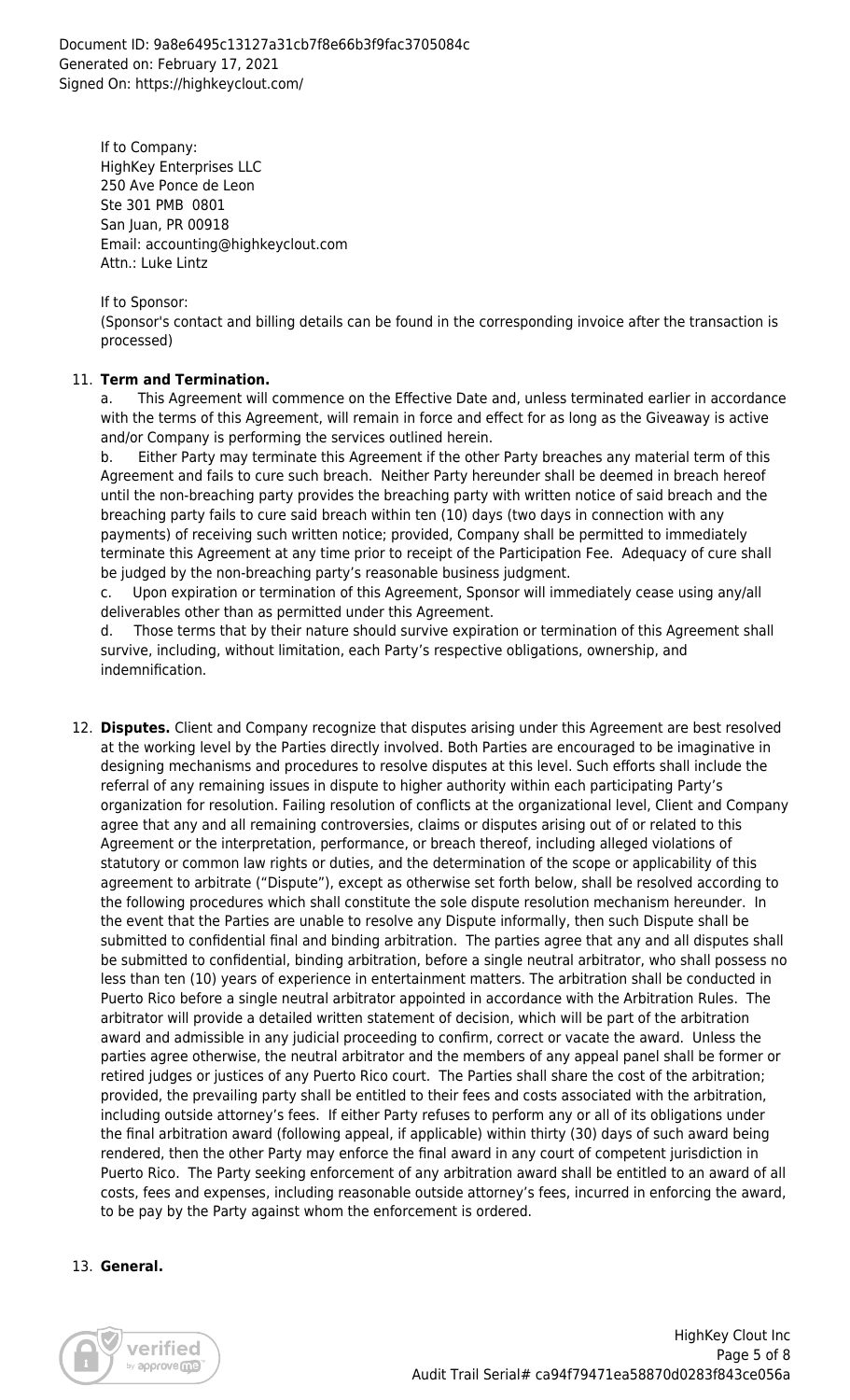If to Company:
HighKey Enterprises LLC
250 Ave Ponce de Leon
Ste 301 PMB 0801
San Juan, PR 00918
Email: accounting@highkeyclout.com
Attn.: Luke Lintz

If to Sponsor:
(Sponsor's contact and billing details can be found in the corresponding invoice after the transaction is processed)

11. **Term and Termination.**
a. This Agreement will commence on the Effective Date and, unless terminated earlier in accordance with the terms of this Agreement, will remain in force and effect for as long as the Giveaway is active and/or Company is performing the services outlined herein.
b. Either Party may terminate this Agreement if the other Party breaches any material term of this Agreement and fails to cure such breach. Neither Party hereunder shall be deemed in breach hereof until the non-breaching party provides the breaching party with written notice of said breach and the breaching party fails to cure said breach within ten (10) days (two days in connection with any payments) of receiving such written notice; provided, Company shall be permitted to immediately terminate this Agreement at any time prior to receipt of the Participation Fee. Adequacy of cure shall be judged by the non-breaching party's reasonable business judgment.
c. Upon expiration or termination of this Agreement, Sponsor will immediately cease using any/all deliverables other than as permitted under this Agreement.
d. Those terms that by their nature should survive expiration or termination of this Agreement shall survive, including, without limitation, each Party's respective obligations, ownership, and indemnification.

12. **Disputes.** Client and Company recognize that disputes arising under this Agreement are best resolved at the working level by the Parties directly involved. Both Parties are encouraged to be imaginative in designing mechanisms and procedures to resolve disputes at this level. Such efforts shall include the referral of any remaining issues in dispute to higher authority within each participating Party's organization for resolution. Failing resolution of conflicts at the organizational level, Client and Company agree that any and all remaining controversies, claims or disputes arising out of or related to this Agreement or the interpretation, performance, or breach thereof, including alleged violations of statutory or common law rights or duties, and the determination of the scope or applicability of this agreement to arbitrate ("Dispute"), except as otherwise set forth below, shall be resolved according to the following procedures which shall constitute the sole dispute resolution mechanism hereunder. In the event that the Parties are unable to resolve any Dispute informally, then such Dispute shall be submitted to confidential final and binding arbitration. The parties agree that any and all disputes shall be submitted to confidential, binding arbitration, before a single neutral arbitrator, who shall possess no less than ten (10) years of experience in entertainment matters. The arbitration shall be conducted in Puerto Rico before a single neutral arbitrator appointed in accordance with the Arbitration Rules. The arbitrator will provide a detailed written statement of decision, which will be part of the arbitration award and admissible in any judicial proceeding to confirm, correct or vacate the award. Unless the parties agree otherwise, the neutral arbitrator and the members of any appeal panel shall be former or retired judges or justices of any Puerto Rico court. The Parties shall share the cost of the arbitration; provided, the prevailing party shall be entitled to their fees and costs associated with the arbitration, including outside attorney's fees. If either Party refuses to perform any or all of its obligations under the final arbitration award (following appeal, if applicable) within thirty (30) days of such award being rendered, then the other Party may enforce the final award in any court of competent jurisdiction in Puerto Rico. The Party seeking enforcement of any arbitration award shall be entitled to an award of all costs, fees and expenses, including reasonable outside attorney's fees, incurred in enforcing the award, to be pay by the Party against whom the enforcement is ordered.

13. **General.**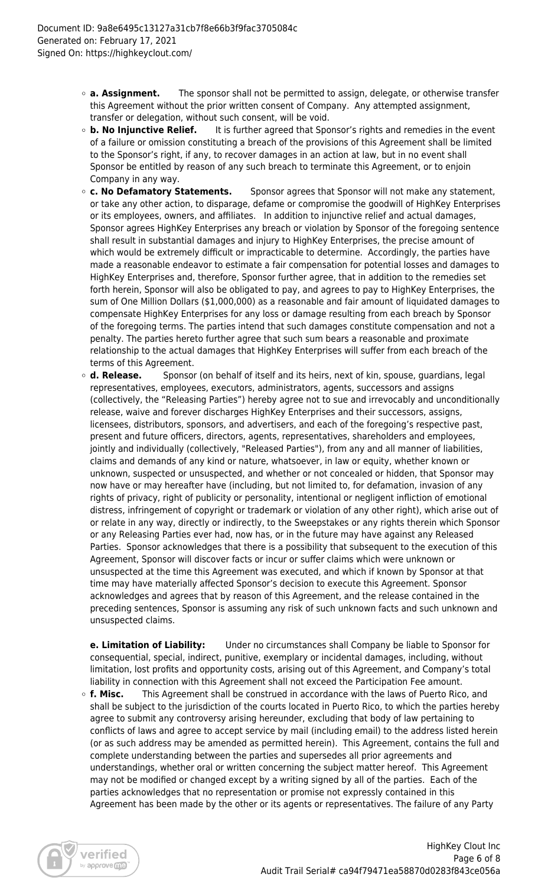- **a. Assignment.** The sponsor shall not be permitted to assign, delegate, or otherwise transfer this Agreement without the prior written consent of Company. Any attempted assignment, transfer or delegation, without such consent, will be void.
- **b. No Injunctive Relief.** It is further agreed that Sponsor's rights and remedies in the event of a failure or omission constituting a breach of the provisions of this Agreement shall be limited to the Sponsor's right, if any, to recover damages in an action at law, but in no event shall Sponsor be entitled by reason of any such breach to terminate this Agreement, or to enjoin Company in any way.
- **c. No Defamatory Statements.** Sponsor agrees that Sponsor will not make any statement, or take any other action, to disparage, defame or compromise the goodwill of HighKey Enterprises or its employees, owners, and affiliates. In addition to injunctive relief and actual damages, Sponsor agrees HighKey Enterprises any breach or violation by Sponsor of the foregoing sentence shall result in substantial damages and injury to HighKey Enterprises, the precise amount of which would be extremely difficult or impracticable to determine. Accordingly, the parties have made a reasonable endeavor to estimate a fair compensation for potential losses and damages to HighKey Enterprises and, therefore, Sponsor further agree, that in addition to the remedies set forth herein, Sponsor will also be obligated to pay, and agrees to pay to HighKey Enterprises, the sum of One Million Dollars ($1,000,000) as a reasonable and fair amount of liquidated damages to compensate HighKey Enterprises for any loss or damage resulting from each breach by Sponsor of the foregoing terms. The parties intend that such damages constitute compensation and not a penalty. The parties hereto further agree that such sum bears a reasonable and proximate relationship to the actual damages that HighKey Enterprises will suffer from each breach of the terms of this Agreement.
- **d. Release.** Sponsor (on behalf of itself and its heirs, next of kin, spouse, guardians, legal representatives, employees, executors, administrators, agents, successors and assigns (collectively, the "Releasing Parties") hereby agree not to sue and irrevocably and unconditionally release, waive and forever discharges HighKey Enterprises and their successors, assigns, licensees, distributors, sponsors, and advertisers, and each of the foregoing's respective past, present and future officers, directors, agents, representatives, shareholders and employees, jointly and individually (collectively, "Released Parties"), from any and all manner of liabilities, claims and demands of any kind or nature, whatsoever, in law or equity, whether known or unknown, suspected or unsuspected, and whether or not concealed or hidden, that Sponsor may now have or may hereafter have (including, but not limited to, for defamation, invasion of any rights of privacy, right of publicity or personality, intentional or negligent infliction of emotional distress, infringement of copyright or trademark or violation of any other right), which arise out of or relate in any way, directly or indirectly, to the Sweepstakes or any rights therein which Sponsor or any Releasing Parties ever had, now has, or in the future may have against any Released Parties. Sponsor acknowledges that there is a possibility that subsequent to the execution of this Agreement, Sponsor will discover facts or incur or suffer claims which were unknown or unsuspected at the time this Agreement was executed, and which if known by Sponsor at that time may have materially affected Sponsor's decision to execute this Agreement. Sponsor acknowledges and agrees that by reason of this Agreement, and the release contained in the preceding sentences, Sponsor is assuming any risk of such unknown facts and such unknown and unsuspected claims.

  **e. Limitation of Liability:** Under no circumstances shall Company be liable to Sponsor for consequential, special, indirect, punitive, exemplary or incidental damages, including, without limitation, lost profits and opportunity costs, arising out of this Agreement, and Company's total liability in connection with this Agreement shall not exceed the Participation Fee amount.
- **f. Misc.** This Agreement shall be construed in accordance with the laws of Puerto Rico, and shall be subject to the jurisdiction of the courts located in Puerto Rico, to which the parties hereby agree to submit any controversy arising hereunder, excluding that body of law pertaining to conflicts of laws and agree to accept service by mail (including email) to the address listed herein (or as such address may be amended as permitted herein). This Agreement, contains the full and complete understanding between the parties and supersedes all prior agreements and understandings, whether oral or written concerning the subject matter hereof. This Agreement may not be modified or changed except by a writing signed by all of the parties. Each of the parties acknowledges that no representation or promise not expressly contained in this Agreement has been made by the other or its agents or representatives. The failure of any Party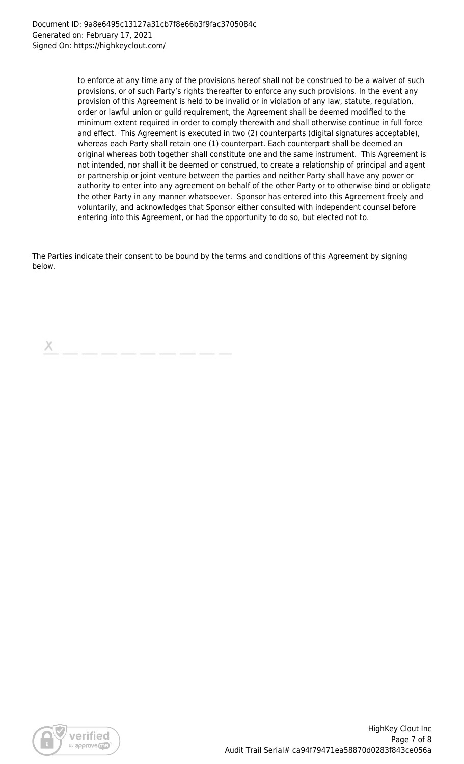to enforce at any time any of the provisions hereof shall not be construed to be a waiver of such provisions, or of such Party's rights thereafter to enforce any such provisions. In the event any provision of this Agreement is held to be invalid or in violation of any law, statute, regulation, order or lawful union or guild requirement, the Agreement shall be deemed modified to the minimum extent required in order to comply therewith and shall otherwise continue in full force and effect. This Agreement is executed in two (2) counterparts (digital signatures acceptable), whereas each Party shall retain one (1) counterpart. Each counterpart shall be deemed an original whereas both together shall constitute one and the same instrument. This Agreement is not intended, nor shall it be deemed or construed, to create a relationship of principal and agent or partnership or joint venture between the parties and neither Party shall have any power or authority to enter into any agreement on behalf of the other Party or to otherwise bind or obligate the other Party in any manner whatsoever. Sponsor has entered into this Agreement freely and voluntarily, and acknowledges that Sponsor either consulted with independent counsel before entering into this Agreement, or had the opportunity to do so, but elected not to.

The Parties indicate their consent to be bound by the terms and conditions of this Agreement by signing below.

X \_\_\_\_\_\_\_\_\_\_\_\_\_\_\_\_\_\_\_\_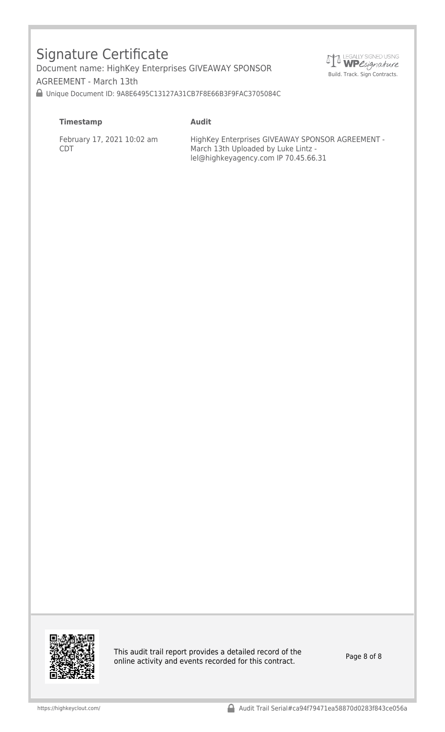# Signature Certificate

Document name: HighKey Enterprises GIVEAWAY SPONSOR AGREEMENT - March 13th

🔒 Unique Document ID: 9A8E6495C13127A31CB7F8E66B3F9FAC3705084C

LEGALLY SIGNED USING **WP**eSignature
Build. Track. Sign Contracts.

| Timestamp | Audit |
| --- | --- |
| February 17, 2021 10:02 am CDT | HighKey Enterprises GIVEAWAY SPONSOR AGREEMENT - March 13th Uploaded by Luke Lintz - lel@highkeyagency.com IP 70.45.66.31 |

This audit trail report provides a detailed record of the online activity and events recorded for this contract.

https://highkeyclout.com/

🔒 Audit Trail Serial#ca94f79471ea58870d0283f843ce056a